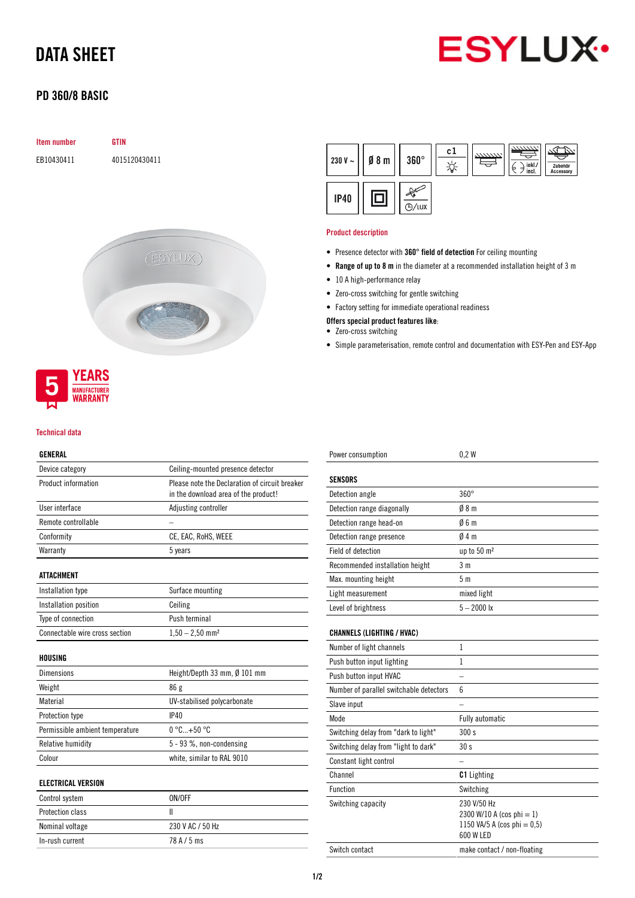# DATA SHEET

## PD 360/8 BASIC

| Item number | GTIN |
|---|---|
| EB10430411 | 4015120430411 |

230 V ~ | Ø 8 m | 360° | c1 | IP40

5 YEARS MANUFACTURER WARRANTY

### Product description

- Presence detector with **360° field of detection** For ceiling mounting
- **Range of up to 8 m** in the diameter at a recommended installation height of 3 m
- 10 A high-performance relay
- Zero-cross switching for gentle switching
- Factory setting for immediate operational readiness

**Offers special product features like**:

- Zero-cross switching
- Simple parameterisation, remote control and documentation with ESY-Pen and ESY-App

### Technical data

| GENERAL | |
|---|---|
| Device category | Ceiling-mounted presence detector |
| Product information | Please note the Declaration of circuit breaker in the download area of the product! |
| User interface | Adjusting controller |
| Remote controllable | – |
| Conformity | CE, EAC, RoHS, WEEE |
| Warranty | 5 years |

| ATTACHMENT | |
|---|---|
| Installation type | Surface mounting |
| Installation position | Ceiling |
| Type of connection | Push terminal |
| Connectable wire cross section | 1,50 – 2,50 mm² |

| HOUSING | |
|---|---|
| Dimensions | Height/Depth 33 mm, Ø 101 mm |
| Weight | 86 g |
| Material | UV-stabilised polycarbonate |
| Protection type | IP40 |
| Permissible ambient temperature | 0 °C...+50 °C |
| Relative humidity | 5 - 93 %, non-condensing |
| Colour | white, similar to RAL 9010 |

| ELECTRICAL VERSION | |
|---|---|
| Control system | ON/OFF |
| Protection class | II |
| Nominal voltage | 230 V AC / 50 Hz |
| In-rush current | 78 A / 5 ms |
| Power consumption | 0,2 W |

| SENSORS | |
|---|---|
| Detection angle | 360° |
| Detection range diagonally | Ø 8 m |
| Detection range head-on | Ø 6 m |
| Detection range presence | Ø 4 m |
| Field of detection | up to 50 m² |
| Recommended installation height | 3 m |
| Max. mounting height | 5 m |
| Light measurement | mixed light |
| Level of brightness | 5 – 2000 lx |

| CHANNELS (LIGHTING / HVAC) | |
|---|---|
| Number of light channels | 1 |
| Push button input lighting | 1 |
| Push button input HVAC | – |
| Number of parallel switchable detectors | 6 |
| Slave input | – |
| Mode | Fully automatic |
| Switching delay from "dark to light" | 300 s |
| Switching delay from "light to dark" | 30 s |
| Constant light control | – |
| Channel | **C1** Lighting |
| Function | Switching |
| Switching capacity | 230 V/50 Hz<br>2300 W/10 A (cos phi = 1)<br>1150 VA/5 A (cos phi = 0,5)<br>600 W LED |
| Switch contact | make contact / non-floating |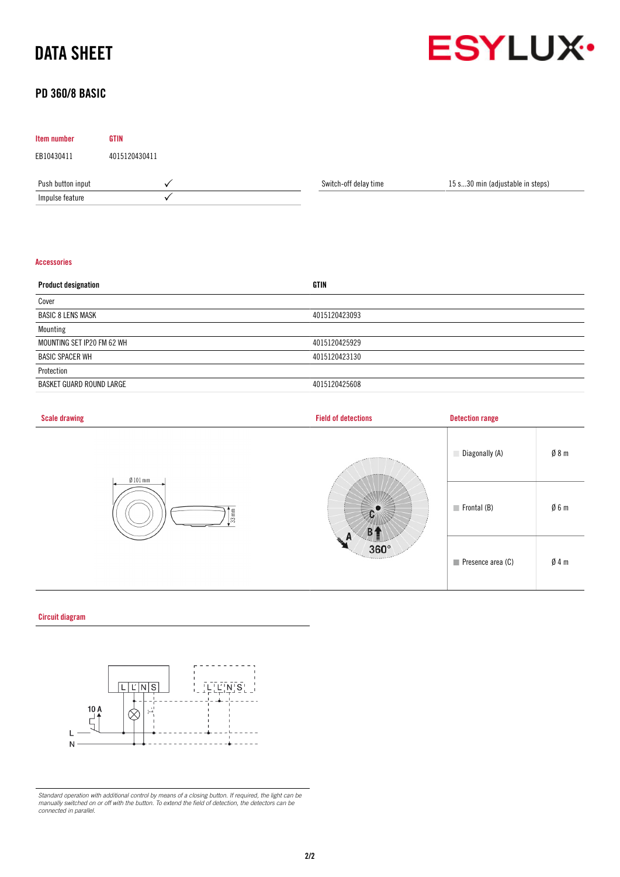# DATA SHEET

## PD 360/8 BASIC

| Item number | GTIN |
|---|---|
| EB10430411 | 4015120430411 |

| | | | |
|---|---|---|---|
| Push button input | ✓ | Switch-off delay time | 15 s...30 min (adjustable in steps) |
| Impulse feature | ✓ | | |

### Accessories

| Product designation | GTIN |
|---|---|
| Cover | |
| BASIC 8 LENS MASK | 4015120423093 |
| Mounting | |
| MOUNTING SET IP20 FM 62 WH | 4015120425929 |
| BASIC SPACER WH | 4015120423130 |
| Protection | |
| BASKET GUARD ROUND LARGE | 4015120425608 |

### Scale drawing

Ø 101 mm

33 mm

### Field of detections

A

B

C

360°

### Detection range

| | |
|---|---|
| Diagonally (A) | Ø 8 m |
| Frontal (B) | Ø 6 m |
| Presence area (C) | Ø 4 m |

### Circuit diagram

L L' N S

L L' N S

10 A

L

N

*Standard operation with additional control by means of a closing button. If required, the light can be manually switched on or off with the button. To extend the field of detection, the detectors can be connected in parallel.*